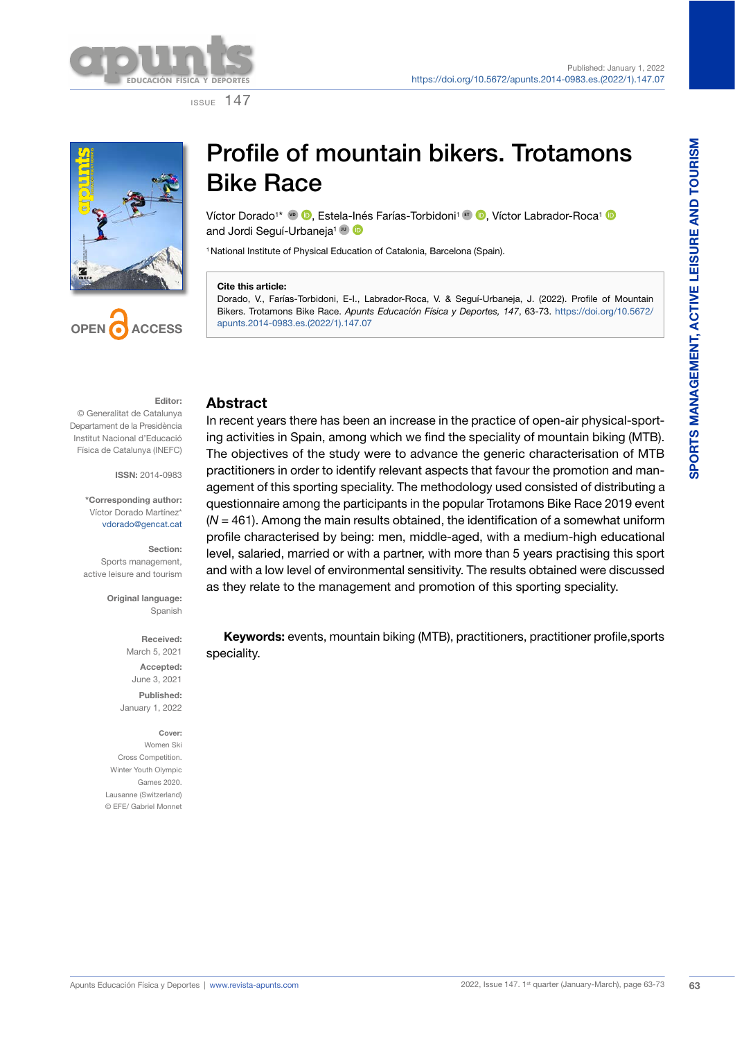# Profile of mountain bikers. Trotamons Bike Race

Víctor Dorado[1]*, Estela-Inés Farías-Torbidoni[1], Víctor Labrador-Roca[1] and Jordi Seguí-Urbaneja[1]

[1] National Institute of Physical Education of Catalonia, Barcelona (Spain).

**Cite this article:**
Dorado, V., Farías-Torbidoni, E-I., Labrador-Roca, V. & Seguí-Urbaneja, J. (2022). Profile of Mountain Bikers. Trotamons Bike Race. *Apunts Educación Física y Deportes, 147*, 63-73. https://doi.org/10.5672/apunts.2014-0983.es.(2022/1).147.07

**Editor:**
© Generalitat de Catalunya
Departament de la Presidència
Institut Nacional d'Educació Física de Catalunya (INEFC)

**ISSN:** 2014-0983

**\*Corresponding author:**
Víctor Dorado Martínez*
vdorado@gencat.cat

**Section:**
Sports management, active leisure and tourism

**Original language:**
Spanish

**Received:**
March 5, 2021

**Accepted:**
June 3, 2021

**Published:**
January 1, 2022

**Cover:**
Women Ski Cross Competition. Winter Youth Olympic Games 2020. Lausanne (Switzerland). © EFE/ Gabriel Monnet

## Abstract

In recent years there has been an increase in the practice of open-air physical-sporting activities in Spain, among which we find the speciality of mountain biking (MTB). The objectives of the study were to advance the generic characterisation of MTB practitioners in order to identify relevant aspects that favour the promotion and management of this sporting speciality. The methodology used consisted of distributing a questionnaire among the participants in the popular Trotamons Bike Race 2019 event ($N$ = 461). Among the main results obtained, the identification of a somewhat uniform profile characterised by being: men, middle-aged, with a medium-high educational level, salaried, married or with a partner, with more than 5 years practising this sport and with a low level of environmental sensitivity. The results obtained were discussed as they relate to the management and promotion of this sporting speciality.

**Keywords:** events, mountain biking (MTB), practitioners, practitioner profile,sports speciality.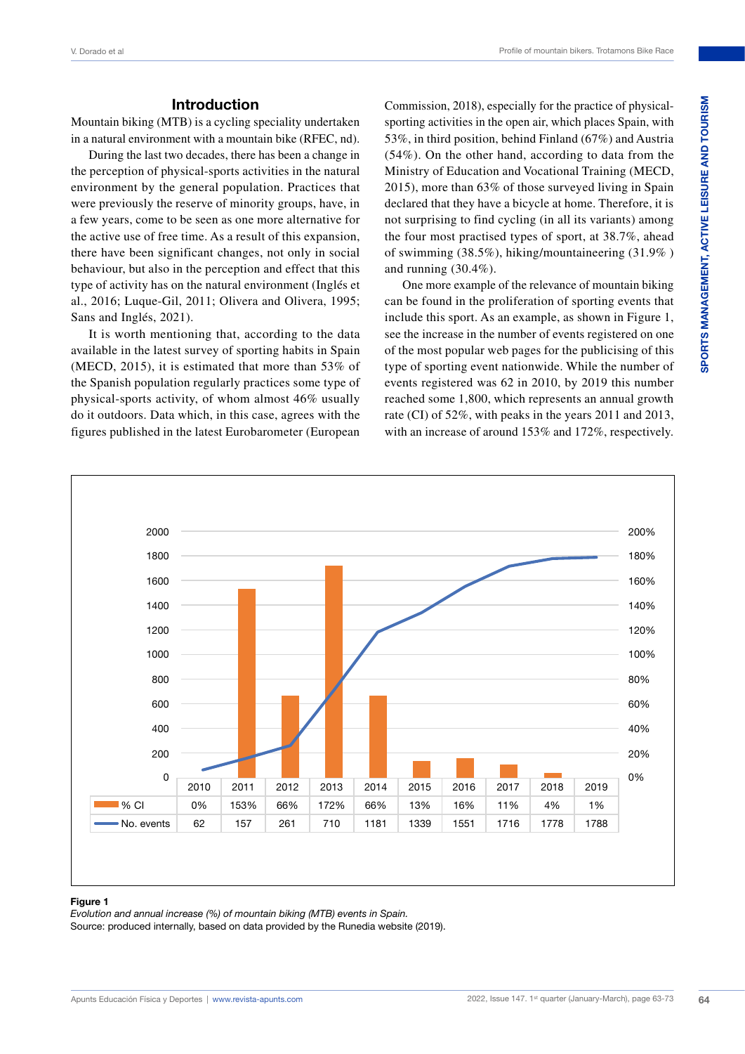## Introduction

Mountain biking (MTB) is a cycling speciality undertaken in a natural environment with a mountain bike (RFEC, nd).

During the last two decades, there has been a change in the perception of physical-sports activities in the natural environment by the general population. Practices that were previously the reserve of minority groups, have, in a few years, come to be seen as one more alternative for the active use of free time. As a result of this expansion, there have been significant changes, not only in social behaviour, but also in the perception and effect that this type of activity has on the natural environment (Inglés et al., 2016; Luque-Gil, 2011; Olivera and Olivera, 1995; Sans and Inglés, 2021).

It is worth mentioning that, according to the data available in the latest survey of sporting habits in Spain (MECD, 2015), it is estimated that more than 53% of the Spanish population regularly practices some type of physical-sports activity, of whom almost 46% usually do it outdoors. Data which, in this case, agrees with the figures published in the latest Eurobarometer (European Commission, 2018), especially for the practice of physical-sporting activities in the open air, which places Spain, with 53%, in third position, behind Finland (67%) and Austria (54%). On the other hand, according to data from the Ministry of Education and Vocational Training (MECD, 2015), more than 63% of those surveyed living in Spain declared that they have a bicycle at home. Therefore, it is not surprising to find cycling (in all its variants) among the four most practised types of sport, at 38.7%, ahead of swimming (38.5%), hiking/mountaineering (31.9% ) and running (30.4%).

One more example of the relevance of mountain biking can be found in the proliferation of sporting events that include this sport. As an example, see the increase in the number of events registered on one of the most popular web pages for the publicising of this type of sporting event nationwide. While the number of events registered was 62 in 2010, by 2019 this number reached some 1,800, which represents an annual growth rate (CI) of 52%, with peaks in the years 2011 and 2013, with an increase of around 153% and 172%, respectively.

| | 2010 | 2011 | 2012 | 2013 | 2014 | 2015 | 2016 | 2017 | 2018 | 2019 |
|---|---|---|---|---|---|---|---|---|---|---|
| % CI | 0% | 153% | 66% | 172% | 66% | 13% | 16% | 11% | 4% | 1% |
| No. events | 62 | 157 | 261 | 710 | 1181 | 1339 | 1551 | 1716 | 1778 | 1788 |

**Figure 1**
*Evolution and annual increase (%) of mountain biking (MTB) events in Spain.*
Source: produced internally, based on data provided by the Runedia website (2019).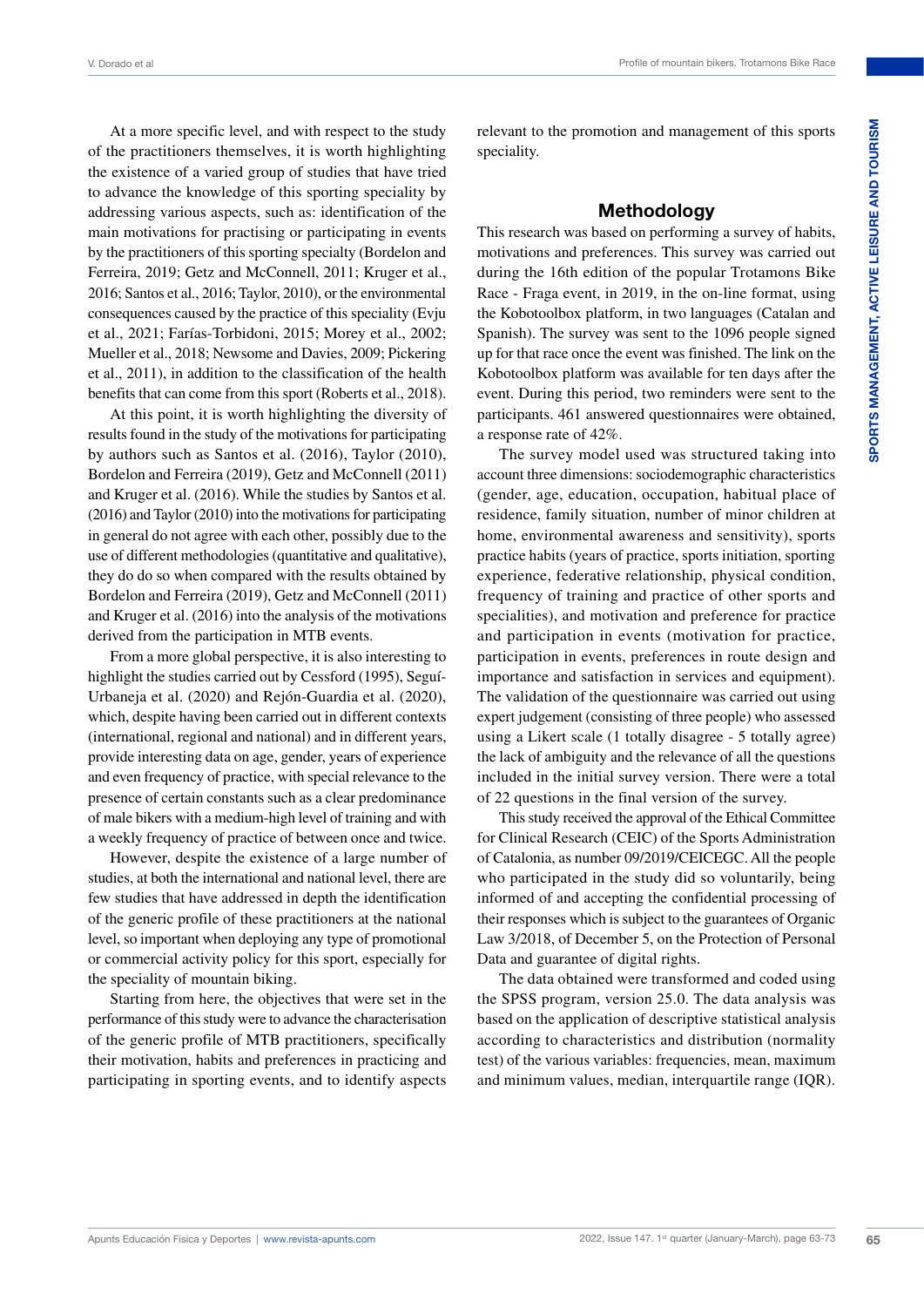At a more specific level, and with respect to the study of the practitioners themselves, it is worth highlighting the existence of a varied group of studies that have tried to advance the knowledge of this sporting speciality by addressing various aspects, such as: identification of the main motivations for practising or participating in events by the practitioners of this sporting specialty (Bordelon and Ferreira, 2019; Getz and McConnell, 2011; Kruger et al., 2016; Santos et al., 2016; Taylor, 2010), or the environmental consequences caused by the practice of this speciality (Evju et al., 2021; Farías-Torbidoni, 2015; Morey et al., 2002; Mueller et al., 2018; Newsome and Davies, 2009; Pickering et al., 2011), in addition to the classification of the health benefits that can come from this sport (Roberts et al., 2018).

At this point, it is worth highlighting the diversity of results found in the study of the motivations for participating by authors such as Santos et al. (2016), Taylor (2010), Bordelon and Ferreira (2019), Getz and McConnell (2011) and Kruger et al. (2016). While the studies by Santos et al. (2016) and Taylor (2010) into the motivations for participating in general do not agree with each other, possibly due to the use of different methodologies (quantitative and qualitative), they do do so when compared with the results obtained by Bordelon and Ferreira (2019), Getz and McConnell (2011) and Kruger et al. (2016) into the analysis of the motivations derived from the participation in MTB events.

From a more global perspective, it is also interesting to highlight the studies carried out by Cessford (1995), Seguí-Urbaneja et al. (2020) and Rejón-Guardia et al. (2020), which, despite having been carried out in different contexts (international, regional and national) and in different years, provide interesting data on age, gender, years of experience and even frequency of practice, with special relevance to the presence of certain constants such as a clear predominance of male bikers with a medium-high level of training and with a weekly frequency of practice of between once and twice.

However, despite the existence of a large number of studies, at both the international and national level, there are few studies that have addressed in depth the identification of the generic profile of these practitioners at the national level, so important when deploying any type of promotional or commercial activity policy for this sport, especially for the speciality of mountain biking.

Starting from here, the objectives that were set in the performance of this study were to advance the characterisation of the generic profile of MTB practitioners, specifically their motivation, habits and preferences in practicing and participating in sporting events, and to identify aspects relevant to the promotion and management of this sports speciality.

## Methodology

This research was based on performing a survey of habits, motivations and preferences. This survey was carried out during the 16th edition of the popular Trotamons Bike Race - Fraga event, in 2019, in the on-line format, using the Kobotoolbox platform, in two languages (Catalan and Spanish). The survey was sent to the 1096 people signed up for that race once the event was finished. The link on the Kobotoolbox platform was available for ten days after the event. During this period, two reminders were sent to the participants. 461 answered questionnaires were obtained, a response rate of 42%.

The survey model used was structured taking into account three dimensions: sociodemographic characteristics (gender, age, education, occupation, habitual place of residence, family situation, number of minor children at home, environmental awareness and sensitivity), sports practice habits (years of practice, sports initiation, sporting experience, federative relationship, physical condition, frequency of training and practice of other sports and specialities), and motivation and preference for practice and participation in events (motivation for practice, participation in events, preferences in route design and importance and satisfaction in services and equipment). The validation of the questionnaire was carried out using expert judgement (consisting of three people) who assessed using a Likert scale (1 totally disagree - 5 totally agree) the lack of ambiguity and the relevance of all the questions included in the initial survey version. There were a total of 22 questions in the final version of the survey.

This study received the approval of the Ethical Committee for Clinical Research (CEIC) of the Sports Administration of Catalonia, as number 09/2019/CEICEGC. All the people who participated in the study did so voluntarily, being informed of and accepting the confidential processing of their responses which is subject to the guarantees of Organic Law 3/2018, of December 5, on the Protection of Personal Data and guarantee of digital rights.

The data obtained were transformed and coded using the SPSS program, version 25.0. The data analysis was based on the application of descriptive statistical analysis according to characteristics and distribution (normality test) of the various variables: frequencies, mean, maximum and minimum values, median, interquartile range (IQR).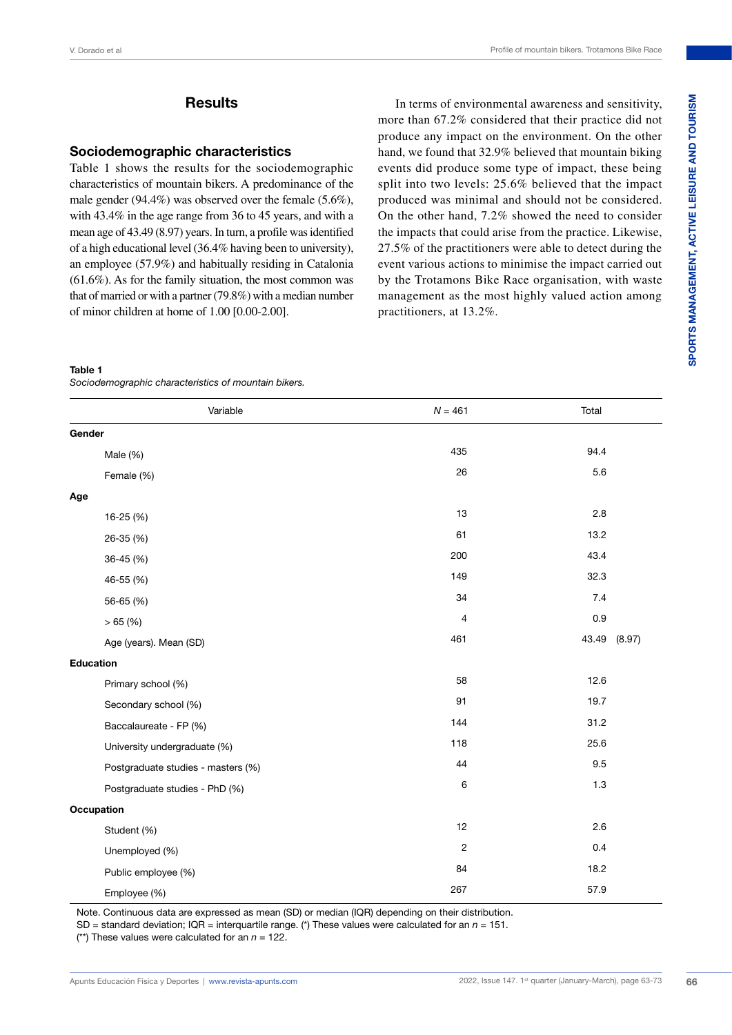## Results

### Sociodemographic characteristics

Table 1 shows the results for the sociodemographic characteristics of mountain bikers. A predominance of the male gender (94.4%) was observed over the female (5.6%), with 43.4% in the age range from 36 to 45 years, and with a mean age of 43.49 (8.97) years. In turn, a profile was identified of a high educational level (36.4% having been to university), an employee (57.9%) and habitually residing in Catalonia (61.6%). As for the family situation, the most common was that of married or with a partner (79.8%) with a median number of minor children at home of 1.00 [0.00-2.00].

In terms of environmental awareness and sensitivity, more than 67.2% considered that their practice did not produce any impact on the environment. On the other hand, we found that 32.9% believed that mountain biking events did produce some type of impact, these being split into two levels: 25.6% believed that the impact produced was minimal and should not be considered. On the other hand, 7.2% showed the need to consider the impacts that could arise from the practice. Likewise, 27.5% of the practitioners were able to detect during the event various actions to minimise the impact carried out by the Trotamons Bike Race organisation, with waste management as the most highly valued action among practitioners, at 13.2%.

**Table 1**
*Sociodemographic characteristics of mountain bikers.*

| Variable | *N* = 461 | Total |
|---|---|---|
| **Gender** | | |
| Male (%) | 435 | 94.4 |
| Female (%) | 26 | 5.6 |
| **Age** | | |
| 16-25 (%) | 13 | 2.8 |
| 26-35 (%) | 61 | 13.2 |
| 36-45 (%) | 200 | 43.4 |
| 46-55 (%) | 149 | 32.3 |
| 56-65 (%) | 34 | 7.4 |
| > 65 (%) | 4 | 0.9 |
| Age (years). Mean (SD) | 461 | 43.49 (8.97) |
| **Education** | | |
| Primary school (%) | 58 | 12.6 |
| Secondary school (%) | 91 | 19.7 |
| Baccalaureate - FP (%) | 144 | 31.2 |
| University undergraduate (%) | 118 | 25.6 |
| Postgraduate studies - masters (%) | 44 | 9.5 |
| Postgraduate studies - PhD (%) | 6 | 1.3 |
| **Occupation** | | |
| Student (%) | 12 | 2.6 |
| Unemployed (%) | 2 | 0.4 |
| Public employee (%) | 84 | 18.2 |
| Employee (%) | 267 | 57.9 |

Note. Continuous data are expressed as mean (SD) or median (IQR) depending on their distribution.
SD = standard deviation; IQR = interquartile range. (*) These values were calculated for an *n* = 151.
(**) These values were calculated for an *n* = 122.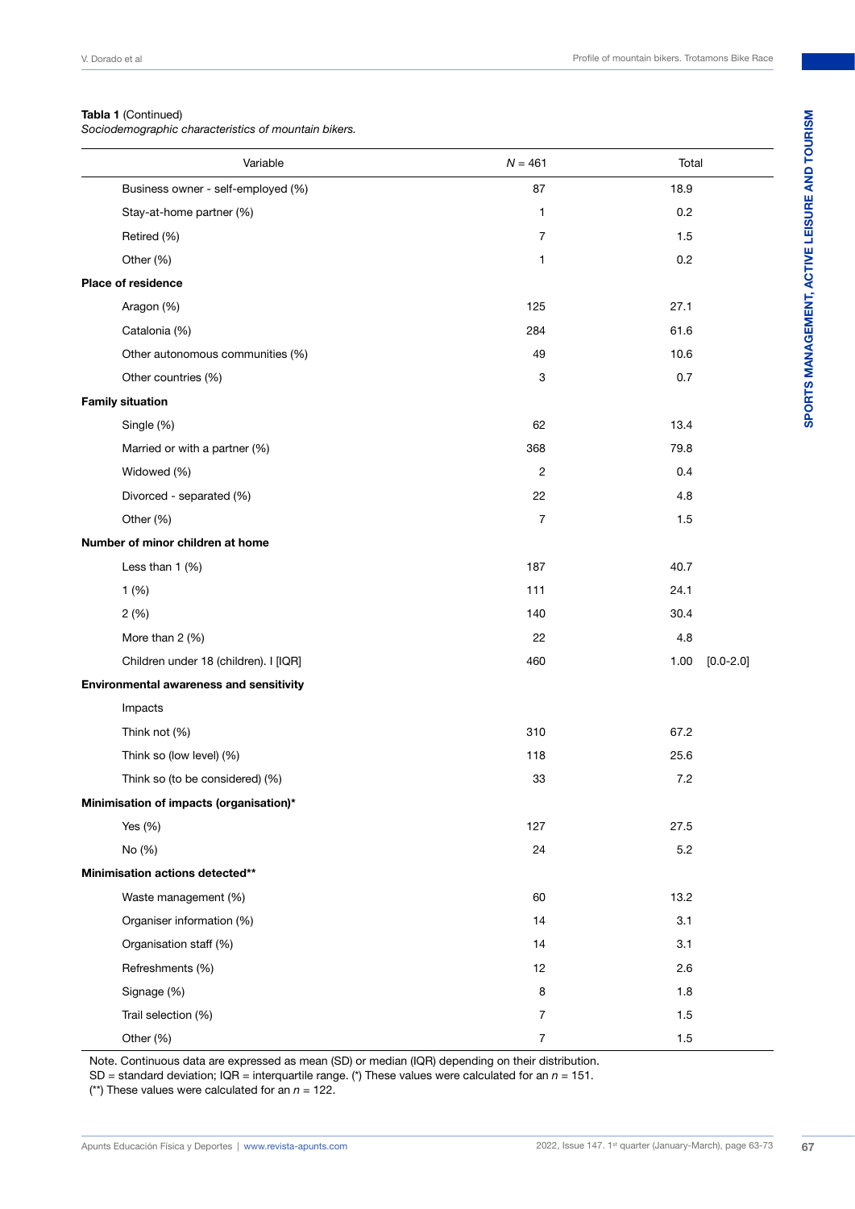**Tabla 1** (Continued)
*Sociodemographic characteristics of mountain bikers.*

| Variable | $N$ = 461 | Total |
|---|---|---|
| Business owner - self-employed (%) | 87 | 18.9 |
| Stay-at-home partner (%) | 1 | 0.2 |
| Retired (%) | 7 | 1.5 |
| Other (%) | 1 | 0.2 |
| **Place of residence** | | |
| Aragon (%) | 125 | 27.1 |
| Catalonia (%) | 284 | 61.6 |
| Other autonomous communities (%) | 49 | 10.6 |
| Other countries (%) | 3 | 0.7 |
| **Family situation** | | |
| Single (%) | 62 | 13.4 |
| Married or with a partner (%) | 368 | 79.8 |
| Widowed (%) | 2 | 0.4 |
| Divorced - separated (%) | 22 | 4.8 |
| Other (%) | 7 | 1.5 |
| **Number of minor children at home** | | |
| Less than 1 (%) | 187 | 40.7 |
| 1 (%) | 111 | 24.1 |
| 2 (%) | 140 | 30.4 |
| More than 2 (%) | 22 | 4.8 |
| Children under 18 (children). I [IQR] | 460 | 1.00 [0.0-2.0] |
| **Environmental awareness and sensitivity** | | |
| Impacts | | |
| Think not (%) | 310 | 67.2 |
| Think so (low level) (%) | 118 | 25.6 |
| Think so (to be considered) (%) | 33 | 7.2 |
| **Minimisation of impacts (organisation)*** | | |
| Yes (%) | 127 | 27.5 |
| No (%) | 24 | 5.2 |
| **Minimisation actions detected**** | | |
| Waste management (%) | 60 | 13.2 |
| Organiser information (%) | 14 | 3.1 |
| Organisation staff (%) | 14 | 3.1 |
| Refreshments (%) | 12 | 2.6 |
| Signage (%) | 8 | 1.8 |
| Trail selection (%) | 7 | 1.5 |
| Other (%) | 7 | 1.5 |

Note. Continuous data are expressed as mean (SD) or median (IQR) depending on their distribution.
SD = standard deviation; IQR = interquartile range. (*) These values were calculated for an $n$ = 151.
(**) These values were calculated for an $n$ = 122.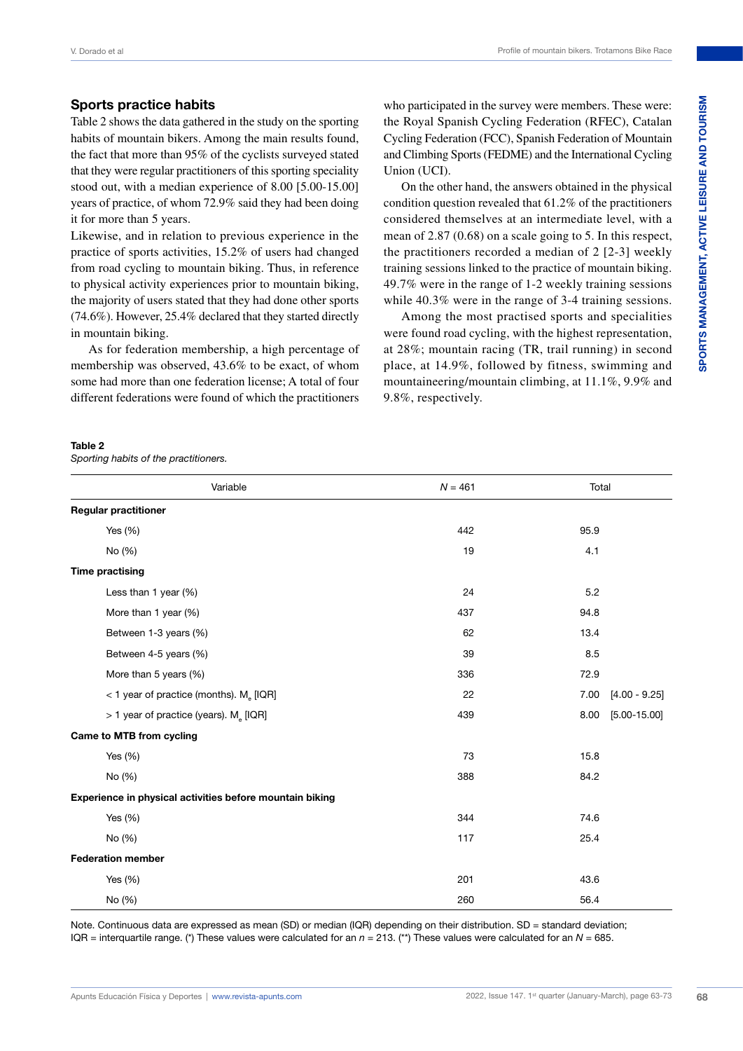## Sports practice habits

Table 2 shows the data gathered in the study on the sporting habits of mountain bikers. Among the main results found, the fact that more than 95% of the cyclists surveyed stated that they were regular practitioners of this sporting speciality stood out, with a median experience of 8.00 [5.00-15.00] years of practice, of whom 72.9% said they had been doing it for more than 5 years.

Likewise, and in relation to previous experience in the practice of sports activities, 15.2% of users had changed from road cycling to mountain biking. Thus, in reference to physical activity experiences prior to mountain biking, the majority of users stated that they had done other sports (74.6%). However, 25.4% declared that they started directly in mountain biking.

As for federation membership, a high percentage of membership was observed, 43.6% to be exact, of whom some had more than one federation license; A total of four different federations were found of which the practitioners who participated in the survey were members. These were: the Royal Spanish Cycling Federation (RFEC), Catalan Cycling Federation (FCC), Spanish Federation of Mountain and Climbing Sports (FEDME) and the International Cycling Union (UCI).

On the other hand, the answers obtained in the physical condition question revealed that 61.2% of the practitioners considered themselves at an intermediate level, with a mean of 2.87 (0.68) on a scale going to 5. In this respect, the practitioners recorded a median of 2 [2-3] weekly training sessions linked to the practice of mountain biking. 49.7% were in the range of 1-2 weekly training sessions while 40.3% were in the range of 3-4 training sessions.

Among the most practised sports and specialities were found road cycling, with the highest representation, at 28%; mountain racing (TR, trail running) in second place, at 14.9%, followed by fitness, swimming and mountaineering/mountain climbing, at 11.1%, 9.9% and 9.8%, respectively.

**Table 2**
*Sporting habits of the practitioners.*

| Variable | N = 461 | Total |
|---|---|---|
| **Regular practitioner** | | |
| Yes (%) | 442 | 95.9 |
| No (%) | 19 | 4.1 |
| **Time practising** | | |
| Less than 1 year (%) | 24 | 5.2 |
| More than 1 year (%) | 437 | 94.8 |
| Between 1-3 years (%) | 62 | 13.4 |
| Between 4-5 years (%) | 39 | 8.5 |
| More than 5 years (%) | 336 | 72.9 |
| < 1 year of practice (months). $M_e$ [IQR] | 22 | 7.00 [4.00 - 9.25] |
| > 1 year of practice (years). $M_e$ [IQR] | 439 | 8.00 [5.00-15.00] |
| **Came to MTB from cycling** | | |
| Yes (%) | 73 | 15.8 |
| No (%) | 388 | 84.2 |
| **Experience in physical activities before mountain biking** | | |
| Yes (%) | 344 | 74.6 |
| No (%) | 117 | 25.4 |
| **Federation member** | | |
| Yes (%) | 201 | 43.6 |
| No (%) | 260 | 56.4 |

Note. Continuous data are expressed as mean (SD) or median (IQR) depending on their distribution. SD = standard deviation; IQR = interquartile range. (*) These values were calculated for an $n$ = 213. (**) These values were calculated for an $N$ = 685.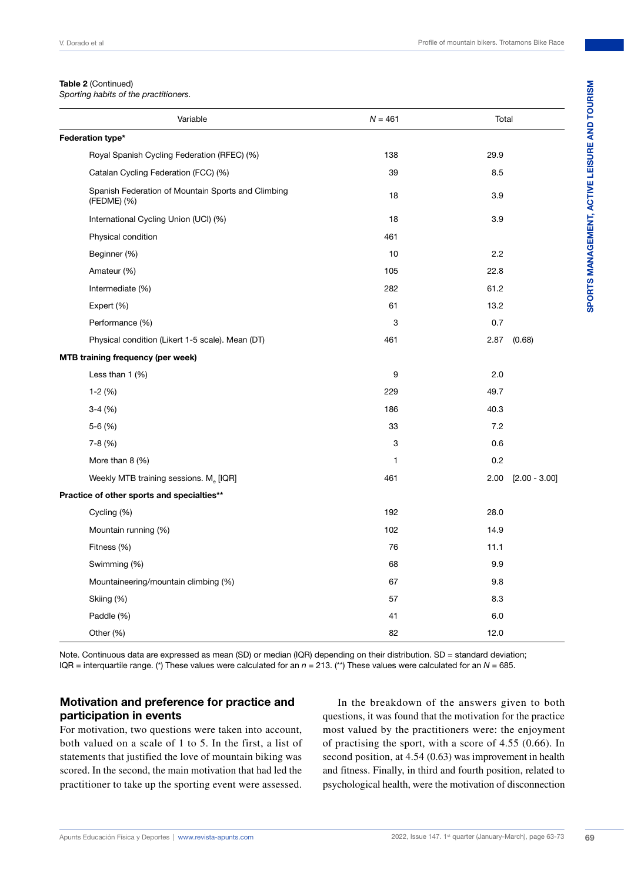**Table 2** (Continued)
*Sporting habits of the practitioners.*

| Variable | $N$ = 461 | Total |
|---|---|---|
| **Federation type*** | | |
| Royal Spanish Cycling Federation (RFEC) (%) | 138 | 29.9 |
| Catalan Cycling Federation (FCC) (%) | 39 | 8.5 |
| Spanish Federation of Mountain Sports and Climbing (FEDME) (%) | 18 | 3.9 |
| International Cycling Union (UCI) (%) | 18 | 3.9 |
| Physical condition | 461 | |
| Beginner (%) | 10 | 2.2 |
| Amateur (%) | 105 | 22.8 |
| Intermediate (%) | 282 | 61.2 |
| Expert (%) | 61 | 13.2 |
| Performance (%) | 3 | 0.7 |
| Physical condition (Likert 1-5 scale). Mean (DT) | 461 | 2.87 (0.68) |
| **MTB training frequency (per week)** | | |
| Less than 1 (%) | 9 | 2.0 |
| 1-2 (%) | 229 | 49.7 |
| 3-4 (%) | 186 | 40.3 |
| 5-6 (%) | 33 | 7.2 |
| 7-8 (%) | 3 | 0.6 |
| More than 8 (%) | 1 | 0.2 |
| Weekly MTB training sessions. $M_e$ [IQR] | 461 | 2.00 [2.00 - 3.00] |
| **Practice of other sports and specialties**** | | |
| Cycling (%) | 192 | 28.0 |
| Mountain running (%) | 102 | 14.9 |
| Fitness (%) | 76 | 11.1 |
| Swimming (%) | 68 | 9.9 |
| Mountaineering/mountain climbing (%) | 67 | 9.8 |
| Skiing (%) | 57 | 8.3 |
| Paddle (%) | 41 | 6.0 |
| Other (%) | 82 | 12.0 |

Note. Continuous data are expressed as mean (SD) or median (IQR) depending on their distribution. SD = standard deviation; IQR = interquartile range. (*) These values were calculated for an $n$ = 213. (**) These values were calculated for an $N$ = 685.

## Motivation and preference for practice and participation in events

For motivation, two questions were taken into account, both valued on a scale of 1 to 5. In the first, a list of statements that justified the love of mountain biking was scored. In the second, the main motivation that had led the practitioner to take up the sporting event were assessed.

In the breakdown of the answers given to both questions, it was found that the motivation for the practice most valued by the practitioners were: the enjoyment of practising the sport, with a score of 4.55 (0.66). In second position, at 4.54 (0.63) was improvement in health and fitness. Finally, in third and fourth position, related to psychological health, were the motivation of disconnection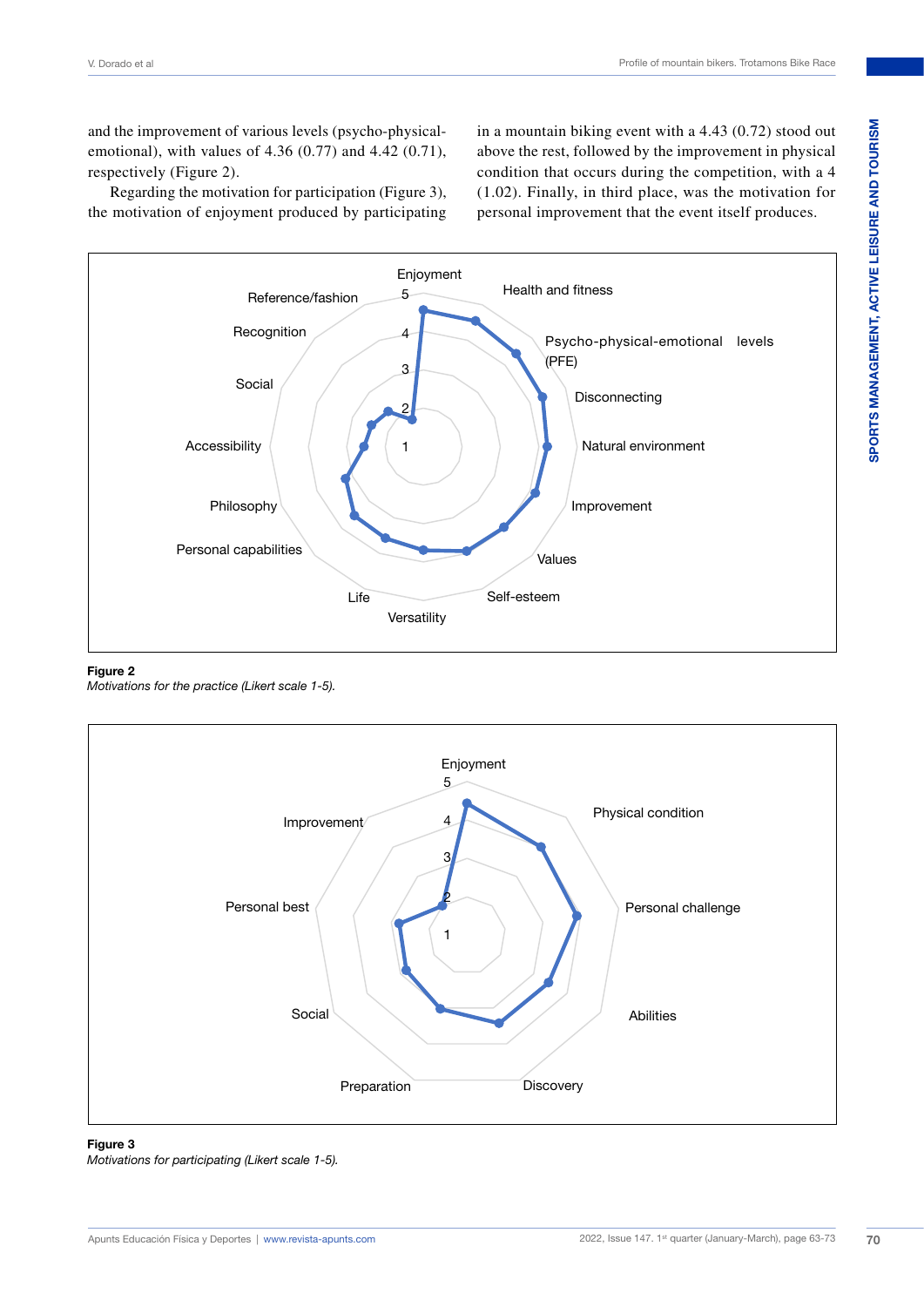and the improvement of various levels (psycho-physical-emotional), with values of 4.36 (0.77) and 4.42 (0.71), respectively (Figure 2).

Regarding the motivation for participation (Figure 3), the motivation of enjoyment produced by participating in a mountain biking event with a 4.43 (0.72) stood out above the rest, followed by the improvement in physical condition that occurs during the competition, with a 4 (1.02). Finally, in third place, was the motivation for personal improvement that the event itself produces.

**Figure 2**
*Motivations for the practice (Likert scale 1-5).*

**Figure 3**
*Motivations for participating (Likert scale 1-5).*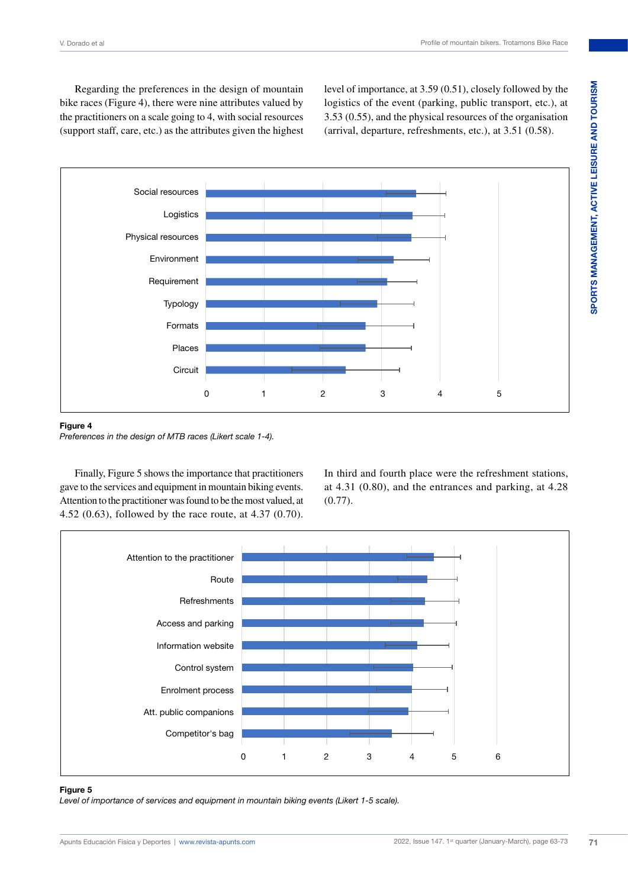Regarding the preferences in the design of mountain bike races (Figure 4), there were nine attributes valued by the practitioners on a scale going to 4, with social resources (support staff, care, etc.) as the attributes given the highest level of importance, at 3.59 (0.51), closely followed by the logistics of the event (parking, public transport, etc.), at 3.53 (0.55), and the physical resources of the organisation (arrival, departure, refreshments, etc.), at 3.51 (0.58).

**Figure 4**

*Preferences in the design of MTB races (Likert scale 1-4).*

Finally, Figure 5 shows the importance that practitioners gave to the services and equipment in mountain biking events. Attention to the practitioner was found to be the most valued, at 4.52 (0.63), followed by the race route, at 4.37 (0.70). In third and fourth place were the refreshment stations, at 4.31 (0.80), and the entrances and parking, at 4.28 (0.77).

**Figure 5**

*Level of importance of services and equipment in mountain biking events (Likert 1-5 scale).*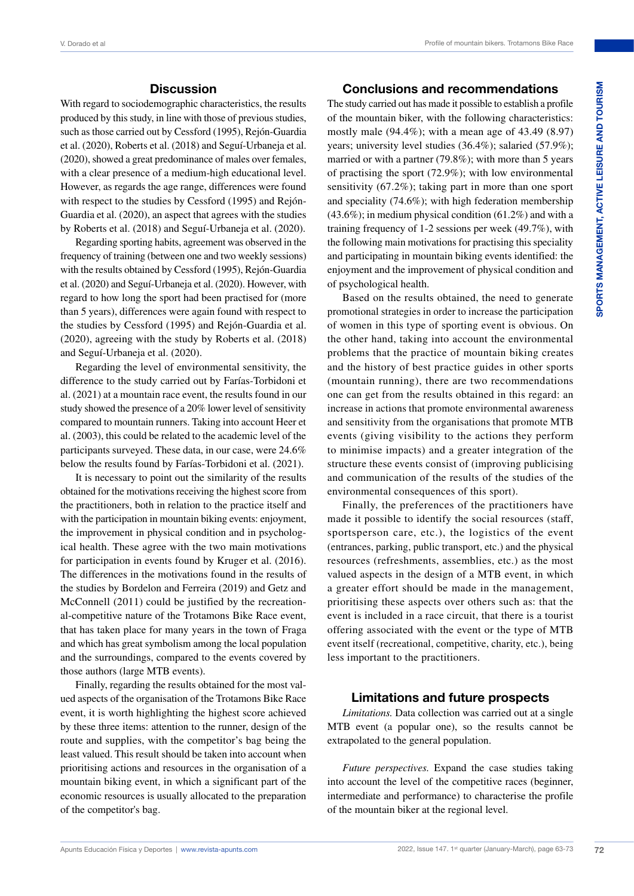## Discussion

With regard to sociodemographic characteristics, the results produced by this study, in line with those of previous studies, such as those carried out by Cessford (1995), Rejón-Guardia et al. (2020), Roberts et al. (2018) and Seguí-Urbaneja et al. (2020), showed a great predominance of males over females, with a clear presence of a medium-high educational level. However, as regards the age range, differences were found with respect to the studies by Cessford (1995) and Rejón-Guardia et al. (2020), an aspect that agrees with the studies by Roberts et al. (2018) and Seguí-Urbaneja et al. (2020).

Regarding sporting habits, agreement was observed in the frequency of training (between one and two weekly sessions) with the results obtained by Cessford (1995), Rejón-Guardia et al. (2020) and Seguí-Urbaneja et al. (2020). However, with regard to how long the sport had been practised for (more than 5 years), differences were again found with respect to the studies by Cessford (1995) and Rejón-Guardia et al. (2020), agreeing with the study by Roberts et al. (2018) and Seguí-Urbaneja et al. (2020).

Regarding the level of environmental sensitivity, the difference to the study carried out by Farías-Torbidoni et al. (2021) at a mountain race event, the results found in our study showed the presence of a 20% lower level of sensitivity compared to mountain runners. Taking into account Heer et al. (2003), this could be related to the academic level of the participants surveyed. These data, in our case, were 24.6% below the results found by Farías-Torbidoni et al. (2021).

It is necessary to point out the similarity of the results obtained for the motivations receiving the highest score from the practitioners, both in relation to the practice itself and with the participation in mountain biking events: enjoyment, the improvement in physical condition and in psychological health. These agree with the two main motivations for participation in events found by Kruger et al. (2016). The differences in the motivations found in the results of the studies by Bordelon and Ferreira (2019) and Getz and McConnell (2011) could be justified by the recreational-competitive nature of the Trotamons Bike Race event, that has taken place for many years in the town of Fraga and which has great symbolism among the local population and the surroundings, compared to the events covered by those authors (large MTB events).

Finally, regarding the results obtained for the most valued aspects of the organisation of the Trotamons Bike Race event, it is worth highlighting the highest score achieved by these three items: attention to the runner, design of the route and supplies, with the competitor's bag being the least valued. This result should be taken into account when prioritising actions and resources in the organisation of a mountain biking event, in which a significant part of the economic resources is usually allocated to the preparation of the competitor's bag.

## Conclusions and recommendations

The study carried out has made it possible to establish a profile of the mountain biker, with the following characteristics: mostly male (94.4%); with a mean age of 43.49 (8.97) years; university level studies (36.4%); salaried (57.9%); married or with a partner (79.8%); with more than 5 years of practising the sport (72.9%); with low environmental sensitivity (67.2%); taking part in more than one sport and speciality (74.6%); with high federation membership (43.6%); in medium physical condition (61.2%) and with a training frequency of 1-2 sessions per week (49.7%), with the following main motivations for practising this speciality and participating in mountain biking events identified: the enjoyment and the improvement of physical condition and of psychological health.

Based on the results obtained, the need to generate promotional strategies in order to increase the participation of women in this type of sporting event is obvious. On the other hand, taking into account the environmental problems that the practice of mountain biking creates and the history of best practice guides in other sports (mountain running), there are two recommendations one can get from the results obtained in this regard: an increase in actions that promote environmental awareness and sensitivity from the organisations that promote MTB events (giving visibility to the actions they perform to minimise impacts) and a greater integration of the structure these events consist of (improving publicising and communication of the results of the studies of the environmental consequences of this sport).

Finally, the preferences of the practitioners have made it possible to identify the social resources (staff, sportsperson care, etc.), the logistics of the event (entrances, parking, public transport, etc.) and the physical resources (refreshments, assemblies, etc.) as the most valued aspects in the design of a MTB event, in which a greater effort should be made in the management, prioritising these aspects over others such as: that the event is included in a race circuit, that there is a tourist offering associated with the event or the type of MTB event itself (recreational, competitive, charity, etc.), being less important to the practitioners.

## Limitations and future prospects

*Limitations.* Data collection was carried out at a single MTB event (a popular one), so the results cannot be extrapolated to the general population.

*Future perspectives.* Expand the case studies taking into account the level of the competitive races (beginner, intermediate and performance) to characterise the profile of the mountain biker at the regional level.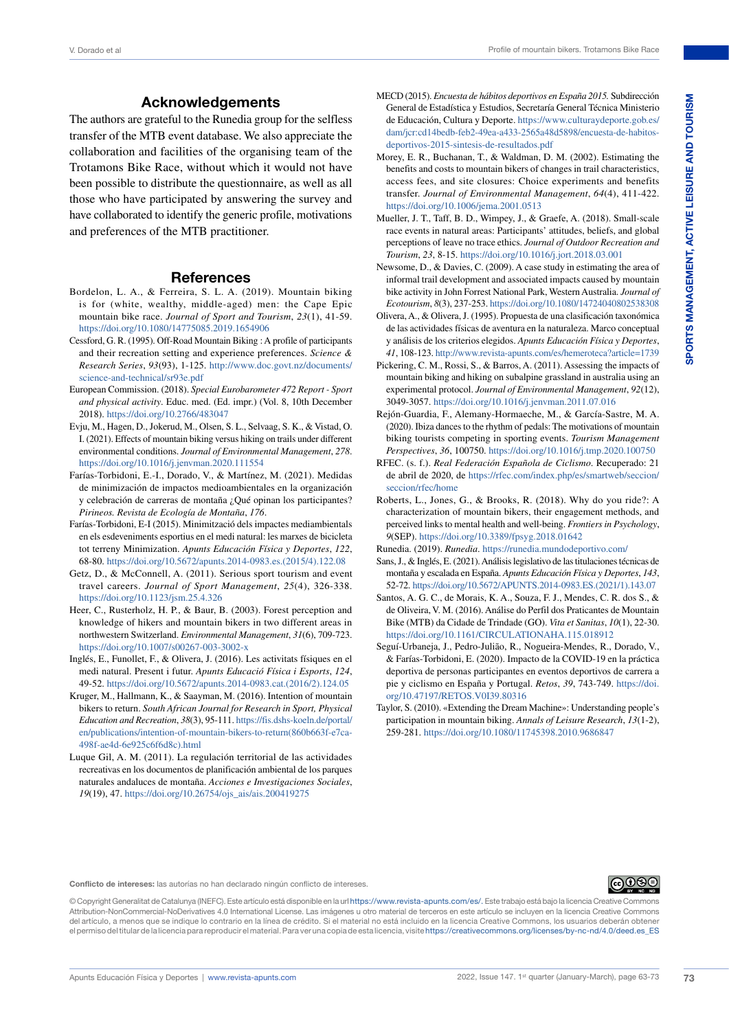## Acknowledgements

The authors are grateful to the Runedia group for the selfless transfer of the MTB event database. We also appreciate the collaboration and facilities of the organising team of the Trotamons Bike Race, without which it would not have been possible to distribute the questionnaire, as well as all those who have participated by answering the survey and have collaborated to identify the generic profile, motivations and preferences of the MTB practitioner.

## References

Bordelon, L. A., & Ferreira, S. L. A. (2019). Mountain biking is for (white, wealthy, middle-aged) men: the Cape Epic mountain bike race. *Journal of Sport and Tourism*, *23*(1), 41-59. https://doi.org/10.1080/14775085.2019.1654906

Cessford, G. R. (1995). Off-Road Mountain Biking : A profile of participants and their recreation setting and experience preferences. *Science & Research Series*, *93*(93), 1-125. http://www.doc.govt.nz/documents/science-and-technical/sr93e.pdf

European Commission. (2018). *Special Eurobarometer 472 Report - Sport and physical activity*. Educ. med. (Ed. impr.) (Vol. 8, 10th December 2018). https://doi.org/10.2766/483047

Evju, M., Hagen, D., Jokerud, M., Olsen, S. L., Selvaag, S. K., & Vistad, O. I. (2021). Effects of mountain biking versus hiking on trails under different environmental conditions. *Journal of Environmental Management*, *278*. https://doi.org/10.1016/j.jenvman.2020.111554

Farías-Torbidoni, E.-I., Dorado, V., & Martínez, M. (2021). Medidas de minimización de impactos medioambientales en la organización y celebración de carreras de montaña ¿Qué opinan los participantes? *Pirineos. Revista de Ecología de Montaña*, *176*.

Farías-Torbidoni, E-I (2015). Minimització dels impactes mediambientals en els esdeveniments esportius en el medi natural: les marxes de bicicleta tot terreny Minimization. *Apunts Educació Física y Deportes*, *122*, 68-80. https://doi.org/10.5672/apunts.2014-0983.es.(2015/4).122.08

Getz, D., & McConnell, A. (2011). Serious sport tourism and event travel careers. *Journal of Sport Management*, *25*(4), 326-338. https://doi.org/10.1123/jsm.25.4.326

Heer, C., Rusterholz, H. P., & Baur, B. (2003). Forest perception and knowledge of hikers and mountain bikers in two different areas in northwestern Switzerland. *Environmental Management*, *31*(6), 709-723. https://doi.org/10.1007/s00267-003-3002-x

Inglés, E., Funollet, F., & Olivera, J. (2016). Les activitats físiques en el medi natural. Present i futur. *Apunts Educació Física i Esports*, *124*, 49-52. https://doi.org/10.5672/apunts.2014-0983.cat.(2016/2).124.05

Kruger, M., Hallmann, K., & Saayman, M. (2016). Intention of mountain bikers to return. *South African Journal for Research in Sport, Physical Education and Recreation*, *38*(3), 95-111. https://fis.dshs-koeln.de/portal/en/publications/intention-of-mountain-bikers-to-return(860b663f-e7ca-498f-ae4d-6e925c6f6d8c).html

Luque Gil, A. M. (2011). La regulación territorial de las actividades recreativas en los documentos de planificación ambiental de los parques naturales andaluces de montaña. *Acciones e Investigaciones Sociales*, *19*(19), 47. https://doi.org/10.26754/ojs_ais/ais.200419275

MECD (2015). *Encuesta de hábitos deportivos en España 2015.* Subdirección General de Estadística y Estudios, Secretaría General Técnica Ministerio de Educación, Cultura y Deporte. https://www.culturaydeporte.gob.es/dam/jcr:cd14bedb-feb2-49ea-a433-2565a48d5898/encuesta-de-habitos-deportivos-2015-sintesis-de-resultados.pdf

Morey, E. R., Buchanan, T., & Waldman, D. M. (2002). Estimating the benefits and costs to mountain bikers of changes in trail characteristics, access fees, and site closures: Choice experiments and benefits transfer. *Journal of Environmental Management*, *64*(4), 411-422. https://doi.org/10.1006/jema.2001.0513

Mueller, J. T., Taff, B. D., Wimpey, J., & Graefe, A. (2018). Small-scale race events in natural areas: Participants' attitudes, beliefs, and global perceptions of leave no trace ethics. *Journal of Outdoor Recreation and Tourism*, *23*, 8-15. https://doi.org/10.1016/j.jort.2018.03.001

Newsome, D., & Davies, C. (2009). A case study in estimating the area of informal trail development and associated impacts caused by mountain bike activity in John Forrest National Park, Western Australia. *Journal of Ecotourism*, *8*(3), 237-253. https://doi.org/10.1080/14724040802538308

Olivera, A., & Olivera, J. (1995). Propuesta de una clasificación taxonómica de las actividades físicas de aventura en la naturaleza. Marco conceptual y análisis de los criterios elegidos. *Apunts Educación Física y Deportes*, *41*, 108-123. http://www.revista-apunts.com/es/hemeroteca?article=1739

Pickering, C. M., Rossi, S., & Barros, A. (2011). Assessing the impacts of mountain biking and hiking on subalpine grassland in australia using an experimental protocol. *Journal of Environmental Management*, *92*(12), 3049-3057. https://doi.org/10.1016/j.jenvman.2011.07.016

Rejón-Guardia, F., Alemany-Hormaeche, M., & García-Sastre, M. A. (2020). Ibiza dances to the rhythm of pedals: The motivations of mountain biking tourists competing in sporting events. *Tourism Management Perspectives*, *36*, 100750. https://doi.org/10.1016/j.tmp.2020.100750

RFEC. (s. f.). *Real Federación Española de Ciclismo*. Recuperado: 21 de abril de 2020, de https://rfec.com/index.php/es/smartweb/seccion/seccion/rfec/home

Roberts, L., Jones, G., & Brooks, R. (2018). Why do you ride?: A characterization of mountain bikers, their engagement methods, and perceived links to mental health and well-being. *Frontiers in Psychology*, *9*(SEP). https://doi.org/10.3389/fpsyg.2018.01642

Runedia. (2019). *Runedia*. https://runedia.mundodeportivo.com/

Sans, J., & Inglés, E. (2021). Análisis legislativo de las titulaciones técnicas de montaña y escalada en España. *Apunts Educación Física y Deportes*, *143*, 52-72. https://doi.org/10.5672/APUNTS.2014-0983.ES.(2021/1).143.07

Santos, A. G. C., de Morais, K. A., Souza, F. J., Mendes, C. R. dos S., & de Oliveira, V. M. (2016). Análise do Perfil dos Praticantes de Mountain Bike (MTB) da Cidade de Trindade (GO). *Vita et Sanitas*, *10*(1), 22-30. https://doi.org/10.1161/CIRCULATIONAHA.115.018912

Seguí-Urbaneja, J., Pedro-Julião, R., Nogueira-Mendes, R., Dorado, V., & Farías-Torbidoni, E. (2020). Impacto de la COVID-19 en la práctica deportiva de personas participantes en eventos deportivos de carrera a pie y ciclismo en España y Portugal. *Retos*, *39*, 743-749. https://doi.org/10.47197/RETOS.V0I39.80316

Taylor, S. (2010). «Extending the Dream Machine»: Understanding people's participation in mountain biking. *Annals of Leisure Research*, *13*(1-2), 259-281. https://doi.org/10.1080/11745398.2010.9686847

**Conflicto de intereses:** las autorías no han declarado ningún conflicto de intereses.

© Copyright Generalitat de Catalunya (INEFC). Este artículo está disponible en la url https://www.revista-apunts.com/es/. Este trabajo está bajo la licencia Creative Commons Attribution-NonCommercial-NoDerivatives 4.0 International License. Las imágenes u otro material de terceros en este artículo se incluyen en la licencia Creative Commons del artículo, a menos que se indique lo contrario en la línea de crédito. Si el material no está incluido en la licencia Creative Commons, los usuarios deberán obtener el permiso del titular de la licencia para reproducir el material. Para ver una copia de esta licencia, visite https://creativecommons.org/licenses/by-nc-nd/4.0/deed.es_ES